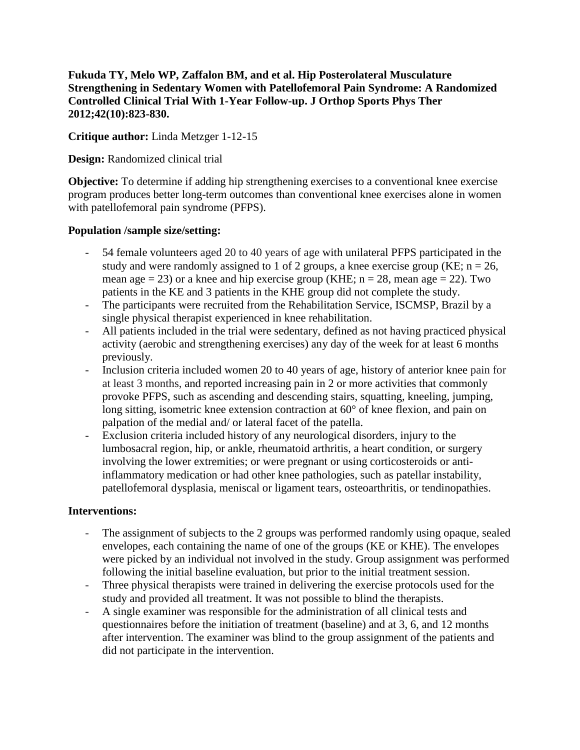**Fukuda TY, Melo WP, Zaffalon BM, and et al. Hip Posterolateral Musculature Strengthening in Sedentary Women with Patellofemoral Pain Syndrome: A Randomized Controlled Clinical Trial With 1-Year Follow-up. J Orthop Sports Phys Ther 2012;42(10):823-830.**

**Critique author:** Linda Metzger 1-12-15

**Design:** Randomized clinical trial

**Objective:** To determine if adding hip strengthening exercises to a conventional knee exercise program produces better long-term outcomes than conventional knee exercises alone in women with patellofemoral pain syndrome (PFPS).

**Population /sample size/setting:**

- 54 female volunteers aged 20 to 40 years of age with unilateral PFPS participated in the study and were randomly assigned to 1 of 2 groups, a knee exercise group (KE; n = 26, mean age = 23) or a knee and hip exercise group (KHE; n = 28, mean age = 22). Two patients in the KE and 3 patients in the KHE group did not complete the study.
- The participants were recruited from the Rehabilitation Service, ISCMSP, Brazil by a single physical therapist experienced in knee rehabilitation.
- All patients included in the trial were sedentary, defined as not having practiced physical activity (aerobic and strengthening exercises) any day of the week for at least 6 months previously.
- Inclusion criteria included women 20 to 40 years of age, history of anterior knee pain for at least 3 months, and reported increasing pain in 2 or more activities that commonly provoke PFPS, such as ascending and descending stairs, squatting, kneeling, jumping, long sitting, isometric knee extension contraction at 60° of knee flexion, and pain on palpation of the medial and/ or lateral facet of the patella.
- Exclusion criteria included history of any neurological disorders, injury to the lumbosacral region, hip, or ankle, rheumatoid arthritis, a heart condition, or surgery involving the lower extremities; or were pregnant or using corticosteroids or anti-inflammatory medication or had other knee pathologies, such as patellar instability, patellofemoral dysplasia, meniscal or ligament tears, osteoarthritis, or tendinopathies.

**Interventions:**

- The assignment of subjects to the 2 groups was performed randomly using opaque, sealed envelopes, each containing the name of one of the groups (KE or KHE). The envelopes were picked by an individual not involved in the study. Group assignment was performed following the initial baseline evaluation, but prior to the initial treatment session.
- Three physical therapists were trained in delivering the exercise protocols used for the study and provided all treatment. It was not possible to blind the therapists.
- A single examiner was responsible for the administration of all clinical tests and questionnaires before the initiation of treatment (baseline) and at 3, 6, and 12 months after intervention. The examiner was blind to the group assignment of the patients and did not participate in the intervention.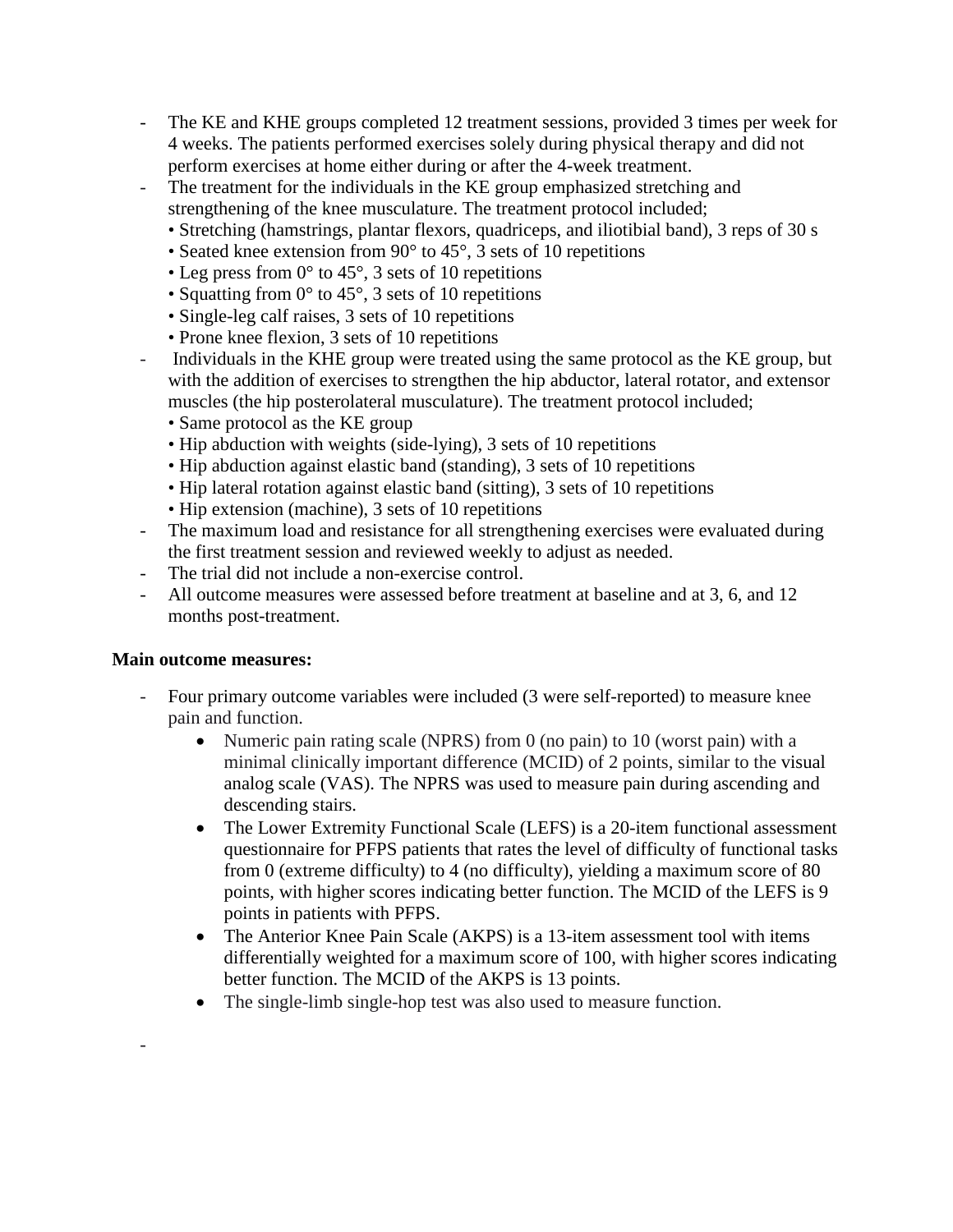- The KE and KHE groups completed 12 treatment sessions, provided 3 times per week for 4 weeks. The patients performed exercises solely during physical therapy and did not perform exercises at home either during or after the 4-week treatment.
- The treatment for the individuals in the KE group emphasized stretching and strengthening of the knee musculature. The treatment protocol included;
  - Stretching (hamstrings, plantar flexors, quadriceps, and iliotibial band), 3 reps of 30 s
  - Seated knee extension from 90° to 45°, 3 sets of 10 repetitions
  - Leg press from 0° to 45°, 3 sets of 10 repetitions
  - Squatting from 0° to 45°, 3 sets of 10 repetitions
  - Single-leg calf raises, 3 sets of 10 repetitions
  - Prone knee flexion, 3 sets of 10 repetitions
- Individuals in the KHE group were treated using the same protocol as the KE group, but with the addition of exercises to strengthen the hip abductor, lateral rotator, and extensor muscles (the hip posterolateral musculature). The treatment protocol included;
  - Same protocol as the KE group
  - Hip abduction with weights (side-lying), 3 sets of 10 repetitions
  - Hip abduction against elastic band (standing), 3 sets of 10 repetitions
  - Hip lateral rotation against elastic band (sitting), 3 sets of 10 repetitions
  - Hip extension (machine), 3 sets of 10 repetitions
- The maximum load and resistance for all strengthening exercises were evaluated during the first treatment session and reviewed weekly to adjust as needed.
- The trial did not include a non-exercise control.
- All outcome measures were assessed before treatment at baseline and at 3, 6, and 12 months post-treatment.

**Main outcome measures:**

- Four primary outcome variables were included (3 were self-reported) to measure knee pain and function.
  - Numeric pain rating scale (NPRS) from 0 (no pain) to 10 (worst pain) with a minimal clinically important difference (MCID) of 2 points, similar to the visual analog scale (VAS). The NPRS was used to measure pain during ascending and descending stairs.
  - The Lower Extremity Functional Scale (LEFS) is a 20-item functional assessment questionnaire for PFPS patients that rates the level of difficulty of functional tasks from 0 (extreme difficulty) to 4 (no difficulty), yielding a maximum score of 80 points, with higher scores indicating better function. The MCID of the LEFS is 9 points in patients with PFPS.
  - The Anterior Knee Pain Scale (AKPS) is a 13-item assessment tool with items differentially weighted for a maximum score of 100, with higher scores indicating better function. The MCID of the AKPS is 13 points.
  - The single-limb single-hop test was also used to measure function.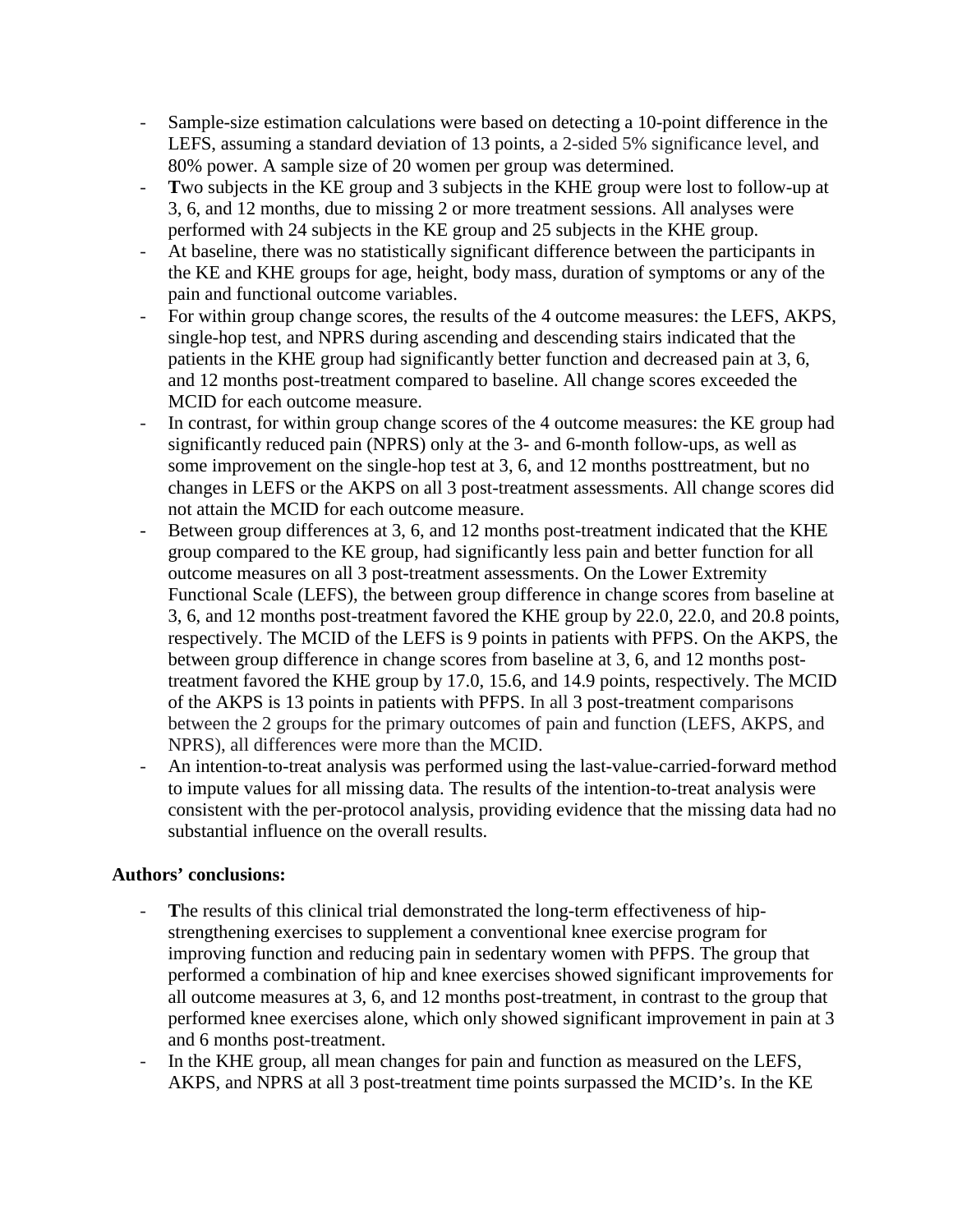- Sample-size estimation calculations were based on detecting a 10-point difference in the LEFS, assuming a standard deviation of 13 points, a 2-sided 5% significance level, and 80% power. A sample size of 20 women per group was determined.
- **T**wo subjects in the KE group and 3 subjects in the KHE group were lost to follow-up at 3, 6, and 12 months, due to missing 2 or more treatment sessions. All analyses were performed with 24 subjects in the KE group and 25 subjects in the KHE group.
- At baseline, there was no statistically significant difference between the participants in the KE and KHE groups for age, height, body mass, duration of symptoms or any of the pain and functional outcome variables.
- For within group change scores, the results of the 4 outcome measures: the LEFS, AKPS, single-hop test, and NPRS during ascending and descending stairs indicated that the patients in the KHE group had significantly better function and decreased pain at 3, 6, and 12 months post-treatment compared to baseline. All change scores exceeded the MCID for each outcome measure.
- In contrast, for within group change scores of the 4 outcome measures: the KE group had significantly reduced pain (NPRS) only at the 3- and 6-month follow-ups, as well as some improvement on the single-hop test at 3, 6, and 12 months posttreatment, but no changes in LEFS or the AKPS on all 3 post-treatment assessments. All change scores did not attain the MCID for each outcome measure.
- Between group differences at 3, 6, and 12 months post-treatment indicated that the KHE group compared to the KE group, had significantly less pain and better function for all outcome measures on all 3 post-treatment assessments. On the Lower Extremity Functional Scale (LEFS), the between group difference in change scores from baseline at 3, 6, and 12 months post-treatment favored the KHE group by 22.0, 22.0, and 20.8 points, respectively. The MCID of the LEFS is 9 points in patients with PFPS. On the AKPS, the between group difference in change scores from baseline at 3, 6, and 12 months post-treatment favored the KHE group by 17.0, 15.6, and 14.9 points, respectively. The MCID of the AKPS is 13 points in patients with PFPS. In all 3 post-treatment comparisons between the 2 groups for the primary outcomes of pain and function (LEFS, AKPS, and NPRS), all differences were more than the MCID.
- An intention-to-treat analysis was performed using the last-value-carried-forward method to impute values for all missing data. The results of the intention-to-treat analysis were consistent with the per-protocol analysis, providing evidence that the missing data had no substantial influence on the overall results.

**Authors' conclusions:**

- **T**he results of this clinical trial demonstrated the long-term effectiveness of hip-strengthening exercises to supplement a conventional knee exercise program for improving function and reducing pain in sedentary women with PFPS. The group that performed a combination of hip and knee exercises showed significant improvements for all outcome measures at 3, 6, and 12 months post-treatment, in contrast to the group that performed knee exercises alone, which only showed significant improvement in pain at 3 and 6 months post-treatment.
- In the KHE group, all mean changes for pain and function as measured on the LEFS, AKPS, and NPRS at all 3 post-treatment time points surpassed the MCID's. In the KE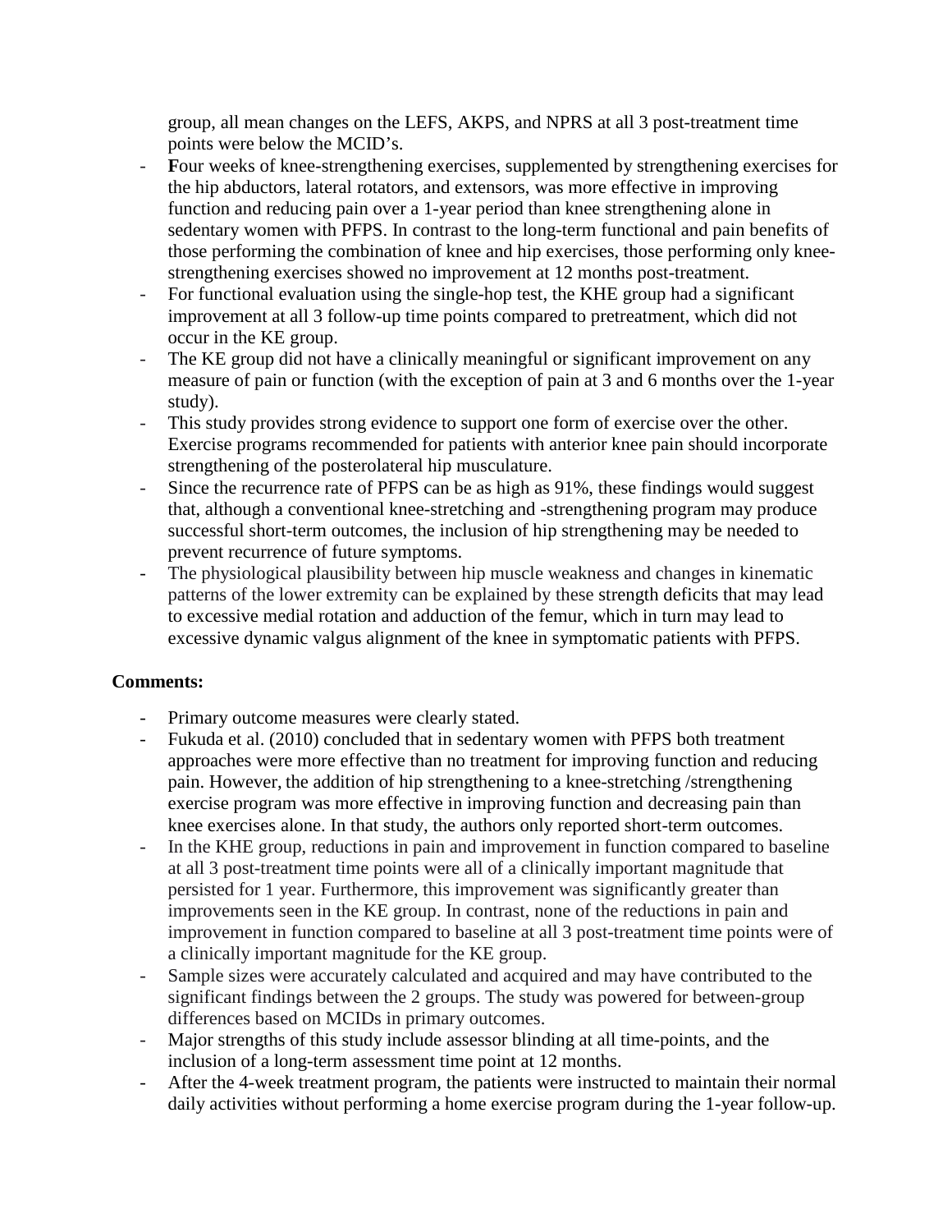group, all mean changes on the LEFS, AKPS, and NPRS at all 3 post-treatment time points were below the MCID's.

- **F**our weeks of knee-strengthening exercises, supplemented by strengthening exercises for the hip abductors, lateral rotators, and extensors, was more effective in improving function and reducing pain over a 1-year period than knee strengthening alone in sedentary women with PFPS. In contrast to the long-term functional and pain benefits of those performing the combination of knee and hip exercises, those performing only knee-strengthening exercises showed no improvement at 12 months post-treatment.
- For functional evaluation using the single-hop test, the KHE group had a significant improvement at all 3 follow-up time points compared to pretreatment, which did not occur in the KE group.
- The KE group did not have a clinically meaningful or significant improvement on any measure of pain or function (with the exception of pain at 3 and 6 months over the 1-year study).
- This study provides strong evidence to support one form of exercise over the other. Exercise programs recommended for patients with anterior knee pain should incorporate strengthening of the posterolateral hip musculature.
- Since the recurrence rate of PFPS can be as high as 91%, these findings would suggest that, although a conventional knee-stretching and -strengthening program may produce successful short-term outcomes, the inclusion of hip strengthening may be needed to prevent recurrence of future symptoms.
- The physiological plausibility between hip muscle weakness and changes in kinematic patterns of the lower extremity can be explained by these strength deficits that may lead to excessive medial rotation and adduction of the femur, which in turn may lead to excessive dynamic valgus alignment of the knee in symptomatic patients with PFPS.

**Comments:**

- Primary outcome measures were clearly stated.
- Fukuda et al. (2010) concluded that in sedentary women with PFPS both treatment approaches were more effective than no treatment for improving function and reducing pain. However, the addition of hip strengthening to a knee-stretching /strengthening exercise program was more effective in improving function and decreasing pain than knee exercises alone. In that study, the authors only reported short-term outcomes.
- In the KHE group, reductions in pain and improvement in function compared to baseline at all 3 post-treatment time points were all of a clinically important magnitude that persisted for 1 year. Furthermore, this improvement was significantly greater than improvements seen in the KE group. In contrast, none of the reductions in pain and improvement in function compared to baseline at all 3 post-treatment time points were of a clinically important magnitude for the KE group.
- Sample sizes were accurately calculated and acquired and may have contributed to the significant findings between the 2 groups. The study was powered for between-group differences based on MCIDs in primary outcomes.
- Major strengths of this study include assessor blinding at all time-points, and the inclusion of a long-term assessment time point at 12 months.
- After the 4-week treatment program, the patients were instructed to maintain their normal daily activities without performing a home exercise program during the 1-year follow-up.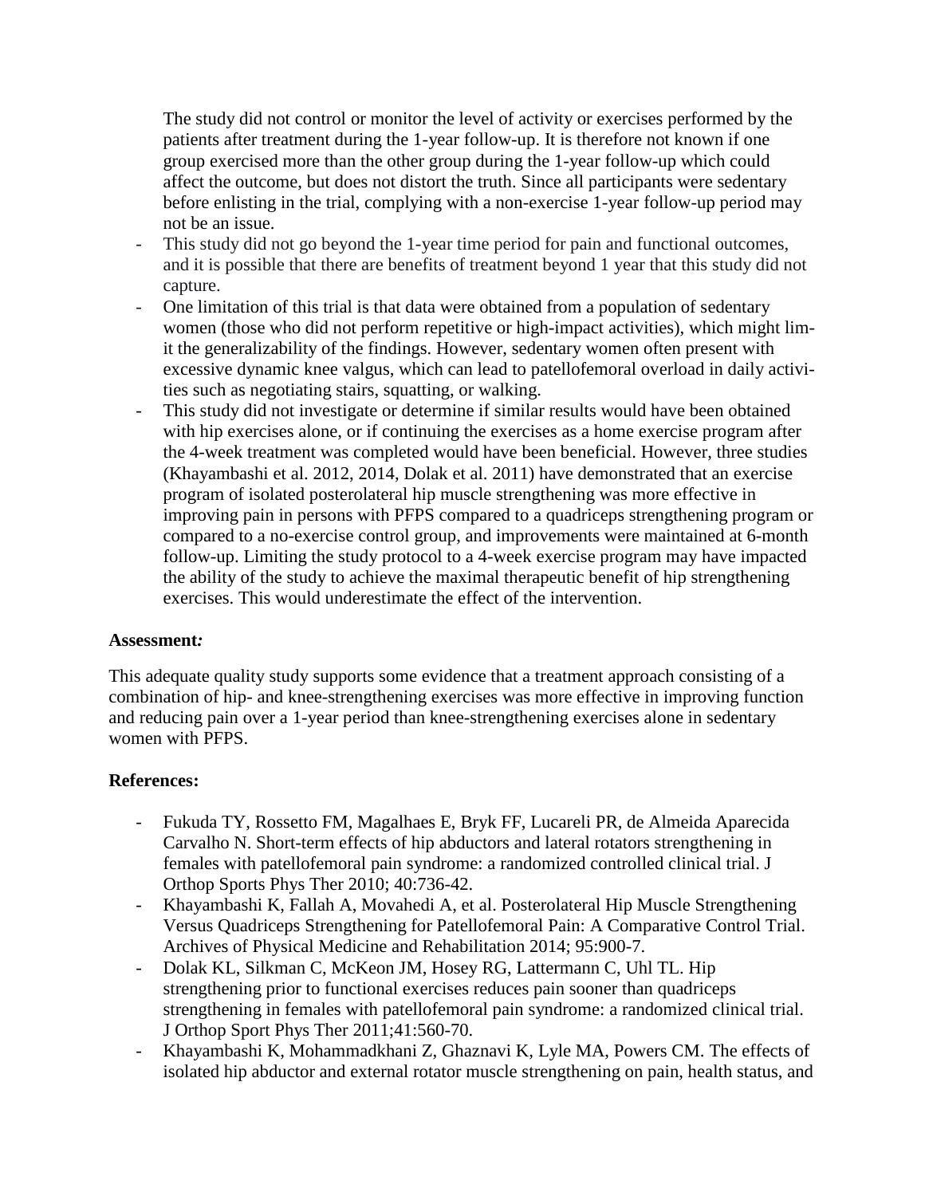The study did not control or monitor the level of activity or exercises performed by the patients after treatment during the 1-year follow-up. It is therefore not known if one group exercised more than the other group during the 1-year follow-up which could affect the outcome, but does not distort the truth. Since all participants were sedentary before enlisting in the trial, complying with a non-exercise 1-year follow-up period may not be an issue.

- This study did not go beyond the 1-year time period for pain and functional outcomes, and it is possible that there are benefits of treatment beyond 1 year that this study did not capture.
- One limitation of this trial is that data were obtained from a population of sedentary women (those who did not perform repetitive or high-impact activities), which might limit the generalizability of the findings. However, sedentary women often present with excessive dynamic knee valgus, which can lead to patellofemoral overload in daily activities such as negotiating stairs, squatting, or walking.
- This study did not investigate or determine if similar results would have been obtained with hip exercises alone, or if continuing the exercises as a home exercise program after the 4-week treatment was completed would have been beneficial. However, three studies (Khayambashi et al. 2012, 2014, Dolak et al. 2011) have demonstrated that an exercise program of isolated posterolateral hip muscle strengthening was more effective in improving pain in persons with PFPS compared to a quadriceps strengthening program or compared to a no-exercise control group, and improvements were maintained at 6-month follow-up. Limiting the study protocol to a 4-week exercise program may have impacted the ability of the study to achieve the maximal therapeutic benefit of hip strengthening exercises. This would underestimate the effect of the intervention.

**Assessment*:***

This adequate quality study supports some evidence that a treatment approach consisting of a combination of hip- and knee-strengthening exercises was more effective in improving function and reducing pain over a 1-year period than knee-strengthening exercises alone in sedentary women with PFPS.

**References:**

- Fukuda TY, Rossetto FM, Magalhaes E, Bryk FF, Lucareli PR, de Almeida Aparecida Carvalho N. Short-term effects of hip abductors and lateral rotators strengthening in females with patellofemoral pain syndrome: a randomized controlled clinical trial. J Orthop Sports Phys Ther 2010; 40:736-42.
- Khayambashi K, Fallah A, Movahedi A, et al. Posterolateral Hip Muscle Strengthening Versus Quadriceps Strengthening for Patellofemoral Pain: A Comparative Control Trial. Archives of Physical Medicine and Rehabilitation 2014; 95:900-7.
- Dolak KL, Silkman C, McKeon JM, Hosey RG, Lattermann C, Uhl TL. Hip strengthening prior to functional exercises reduces pain sooner than quadriceps strengthening in females with patellofemoral pain syndrome: a randomized clinical trial. J Orthop Sport Phys Ther 2011;41:560-70.
- Khayambashi K, Mohammadkhani Z, Ghaznavi K, Lyle MA, Powers CM. The effects of isolated hip abductor and external rotator muscle strengthening on pain, health status, and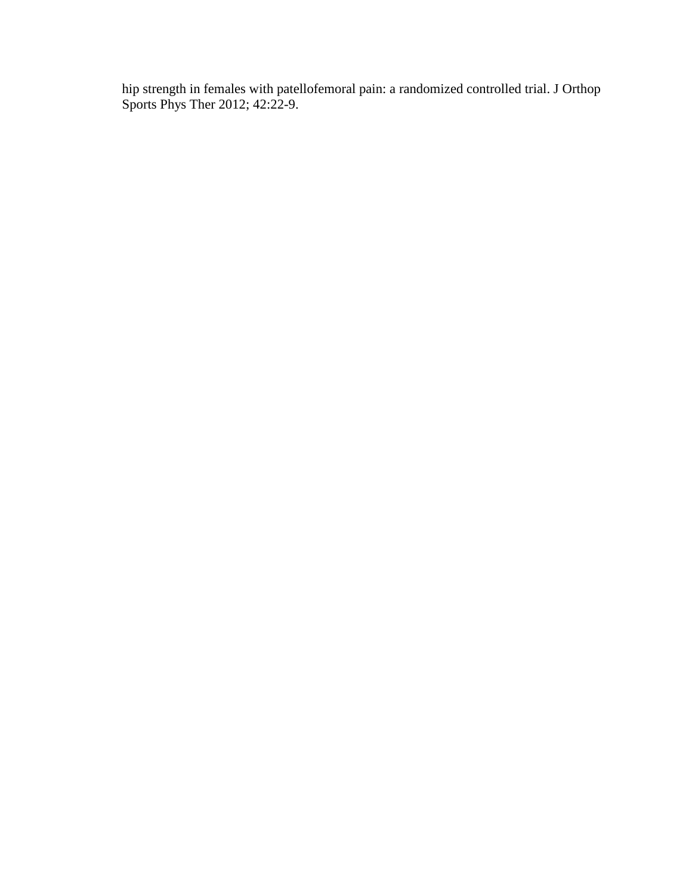hip strength in females with patellofemoral pain: a randomized controlled trial. J Orthop Sports Phys Ther 2012; 42:22-9.